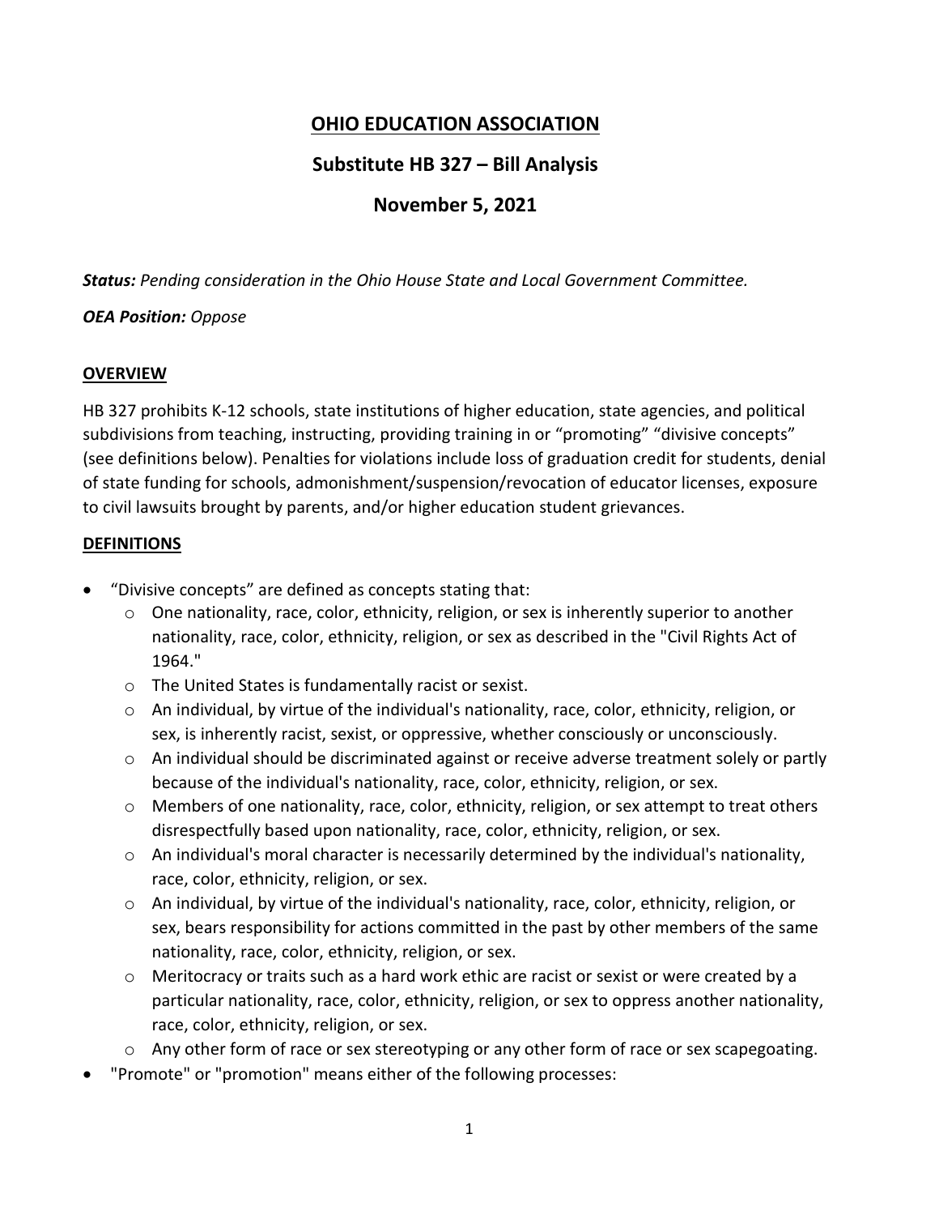# OHIO EDUCATION ASSOCIATION

## Substitute HB 327 – Bill Analysis

## November 5, 2021

***Status:*** *Pending consideration in the Ohio House State and Local Government Committee.*

***OEA Position:*** *Oppose*

### OVERVIEW

HB 327 prohibits K-12 schools, state institutions of higher education, state agencies, and political subdivisions from teaching, instructing, providing training in or "promoting" "divisive concepts" (see definitions below). Penalties for violations include loss of graduation credit for students, denial of state funding for schools, admonishment/suspension/revocation of educator licenses, exposure to civil lawsuits brought by parents, and/or higher education student grievances.

### DEFINITIONS

- "Divisive concepts" are defined as concepts stating that:
  - One nationality, race, color, ethnicity, religion, or sex is inherently superior to another nationality, race, color, ethnicity, religion, or sex as described in the "Civil Rights Act of 1964."
  - The United States is fundamentally racist or sexist.
  - An individual, by virtue of the individual's nationality, race, color, ethnicity, religion, or sex, is inherently racist, sexist, or oppressive, whether consciously or unconsciously.
  - An individual should be discriminated against or receive adverse treatment solely or partly because of the individual's nationality, race, color, ethnicity, religion, or sex.
  - Members of one nationality, race, color, ethnicity, religion, or sex attempt to treat others disrespectfully based upon nationality, race, color, ethnicity, religion, or sex.
  - An individual's moral character is necessarily determined by the individual's nationality, race, color, ethnicity, religion, or sex.
  - An individual, by virtue of the individual's nationality, race, color, ethnicity, religion, or sex, bears responsibility for actions committed in the past by other members of the same nationality, race, color, ethnicity, religion, or sex.
  - Meritocracy or traits such as a hard work ethic are racist or sexist or were created by a particular nationality, race, color, ethnicity, religion, or sex to oppress another nationality, race, color, ethnicity, religion, or sex.
  - Any other form of race or sex stereotyping or any other form of race or sex scapegoating.
- "Promote" or "promotion" means either of the following processes: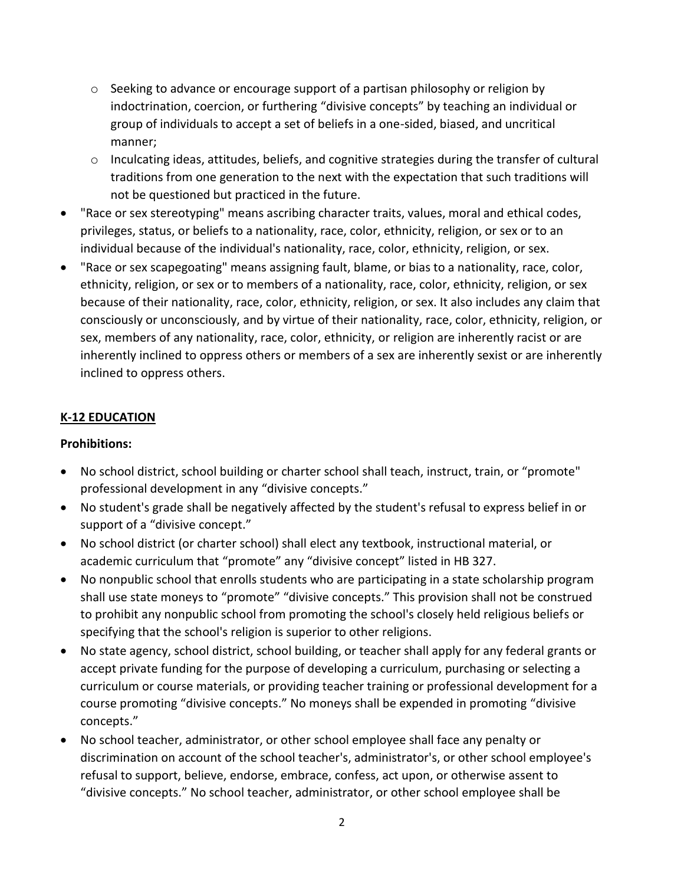- Seeking to advance or encourage support of a partisan philosophy or religion by indoctrination, coercion, or furthering "divisive concepts" by teaching an individual or group of individuals to accept a set of beliefs in a one-sided, biased, and uncritical manner;
  - Inculcating ideas, attitudes, beliefs, and cognitive strategies during the transfer of cultural traditions from one generation to the next with the expectation that such traditions will not be questioned but practiced in the future.
- "Race or sex stereotyping" means ascribing character traits, values, moral and ethical codes, privileges, status, or beliefs to a nationality, race, color, ethnicity, religion, or sex or to an individual because of the individual's nationality, race, color, ethnicity, religion, or sex.
- "Race or sex scapegoating" means assigning fault, blame, or bias to a nationality, race, color, ethnicity, religion, or sex or to members of a nationality, race, color, ethnicity, religion, or sex because of their nationality, race, color, ethnicity, religion, or sex. It also includes any claim that consciously or unconsciously, and by virtue of their nationality, race, color, ethnicity, religion, or sex, members of any nationality, race, color, ethnicity, or religion are inherently racist or are inherently inclined to oppress others or members of a sex are inherently sexist or are inherently inclined to oppress others.

## K-12 EDUCATION

**Prohibitions:**

- No school district, school building or charter school shall teach, instruct, train, or "promote" professional development in any "divisive concepts."
- No student's grade shall be negatively affected by the student's refusal to express belief in or support of a "divisive concept."
- No school district (or charter school) shall elect any textbook, instructional material, or academic curriculum that "promote" any "divisive concept" listed in HB 327.
- No nonpublic school that enrolls students who are participating in a state scholarship program shall use state moneys to "promote" "divisive concepts." This provision shall not be construed to prohibit any nonpublic school from promoting the school's closely held religious beliefs or specifying that the school's religion is superior to other religions.
- No state agency, school district, school building, or teacher shall apply for any federal grants or accept private funding for the purpose of developing a curriculum, purchasing or selecting a curriculum or course materials, or providing teacher training or professional development for a course promoting "divisive concepts." No moneys shall be expended in promoting "divisive concepts."
- No school teacher, administrator, or other school employee shall face any penalty or discrimination on account of the school teacher's, administrator's, or other school employee's refusal to support, believe, endorse, embrace, confess, act upon, or otherwise assent to "divisive concepts." No school teacher, administrator, or other school employee shall be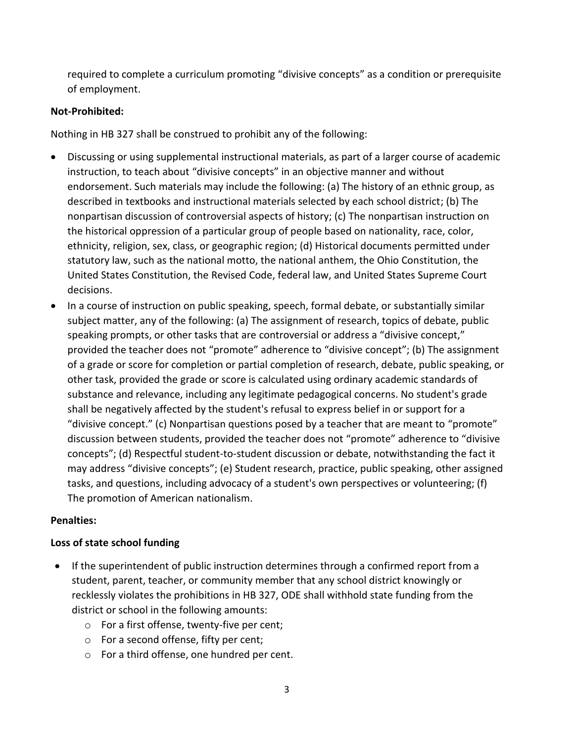required to complete a curriculum promoting "divisive concepts" as a condition or prerequisite of employment.

**Not-Prohibited:**

Nothing in HB 327 shall be construed to prohibit any of the following:

- Discussing or using supplemental instructional materials, as part of a larger course of academic instruction, to teach about "divisive concepts" in an objective manner and without endorsement. Such materials may include the following: (a) The history of an ethnic group, as described in textbooks and instructional materials selected by each school district; (b) The nonpartisan discussion of controversial aspects of history; (c) The nonpartisan instruction on the historical oppression of a particular group of people based on nationality, race, color, ethnicity, religion, sex, class, or geographic region; (d) Historical documents permitted under statutory law, such as the national motto, the national anthem, the Ohio Constitution, the United States Constitution, the Revised Code, federal law, and United States Supreme Court decisions.
- In a course of instruction on public speaking, speech, formal debate, or substantially similar subject matter, any of the following: (a) The assignment of research, topics of debate, public speaking prompts, or other tasks that are controversial or address a "divisive concept," provided the teacher does not "promote" adherence to "divisive concept"; (b) The assignment of a grade or score for completion or partial completion of research, debate, public speaking, or other task, provided the grade or score is calculated using ordinary academic standards of substance and relevance, including any legitimate pedagogical concerns. No student's grade shall be negatively affected by the student's refusal to express belief in or support for a "divisive concept." (c) Nonpartisan questions posed by a teacher that are meant to "promote" discussion between students, provided the teacher does not "promote" adherence to "divisive concepts"; (d) Respectful student-to-student discussion or debate, notwithstanding the fact it may address "divisive concepts"; (e) Student research, practice, public speaking, other assigned tasks, and questions, including advocacy of a student's own perspectives or volunteering; (f) The promotion of American nationalism.

**Penalties:**

**Loss of state school funding**

- If the superintendent of public instruction determines through a confirmed report from a student, parent, teacher, or community member that any school district knowingly or recklessly violates the prohibitions in HB 327, ODE shall withhold state funding from the district or school in the following amounts:
  - For a first offense, twenty-five per cent;
  - For a second offense, fifty per cent;
  - For a third offense, one hundred per cent.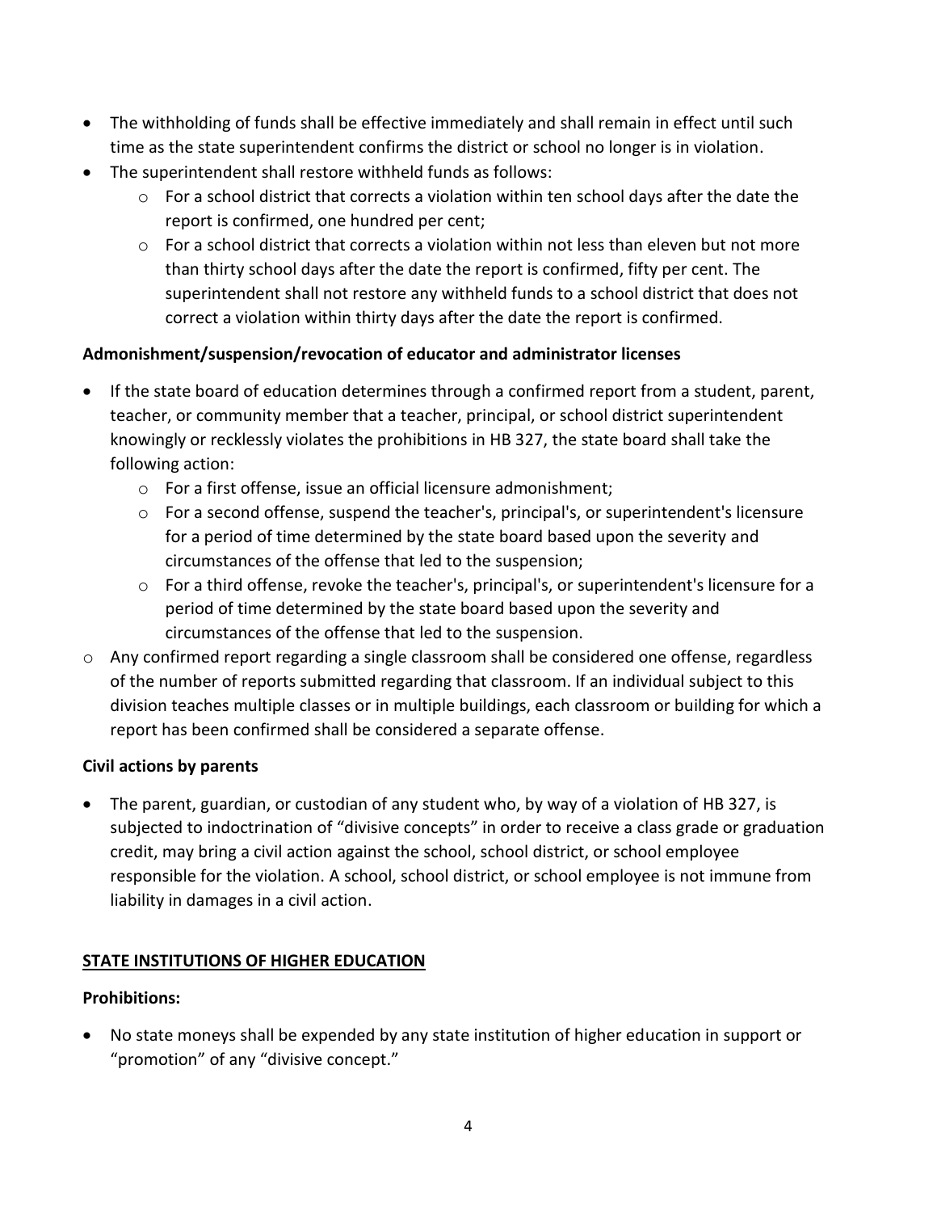- The withholding of funds shall be effective immediately and shall remain in effect until such time as the state superintendent confirms the district or school no longer is in violation.
- The superintendent shall restore withheld funds as follows:
  - For a school district that corrects a violation within ten school days after the date the report is confirmed, one hundred per cent;
  - For a school district that corrects a violation within not less than eleven but not more than thirty school days after the date the report is confirmed, fifty per cent. The superintendent shall not restore any withheld funds to a school district that does not correct a violation within thirty days after the date the report is confirmed.

**Admonishment/suspension/revocation of educator and administrator licenses**

- If the state board of education determines through a confirmed report from a student, parent, teacher, or community member that a teacher, principal, or school district superintendent knowingly or recklessly violates the prohibitions in HB 327, the state board shall take the following action:
  - For a first offense, issue an official licensure admonishment;
  - For a second offense, suspend the teacher's, principal's, or superintendent's licensure for a period of time determined by the state board based upon the severity and circumstances of the offense that led to the suspension;
  - For a third offense, revoke the teacher's, principal's, or superintendent's licensure for a period of time determined by the state board based upon the severity and circumstances of the offense that led to the suspension.
- Any confirmed report regarding a single classroom shall be considered one offense, regardless of the number of reports submitted regarding that classroom. If an individual subject to this division teaches multiple classes or in multiple buildings, each classroom or building for which a report has been confirmed shall be considered a separate offense.

**Civil actions by parents**

- The parent, guardian, or custodian of any student who, by way of a violation of HB 327, is subjected to indoctrination of "divisive concepts" in order to receive a class grade or graduation credit, may bring a civil action against the school, school district, or school employee responsible for the violation. A school, school district, or school employee is not immune from liability in damages in a civil action.

**STATE INSTITUTIONS OF HIGHER EDUCATION**

**Prohibitions:**

- No state moneys shall be expended by any state institution of higher education in support or "promotion" of any "divisive concept."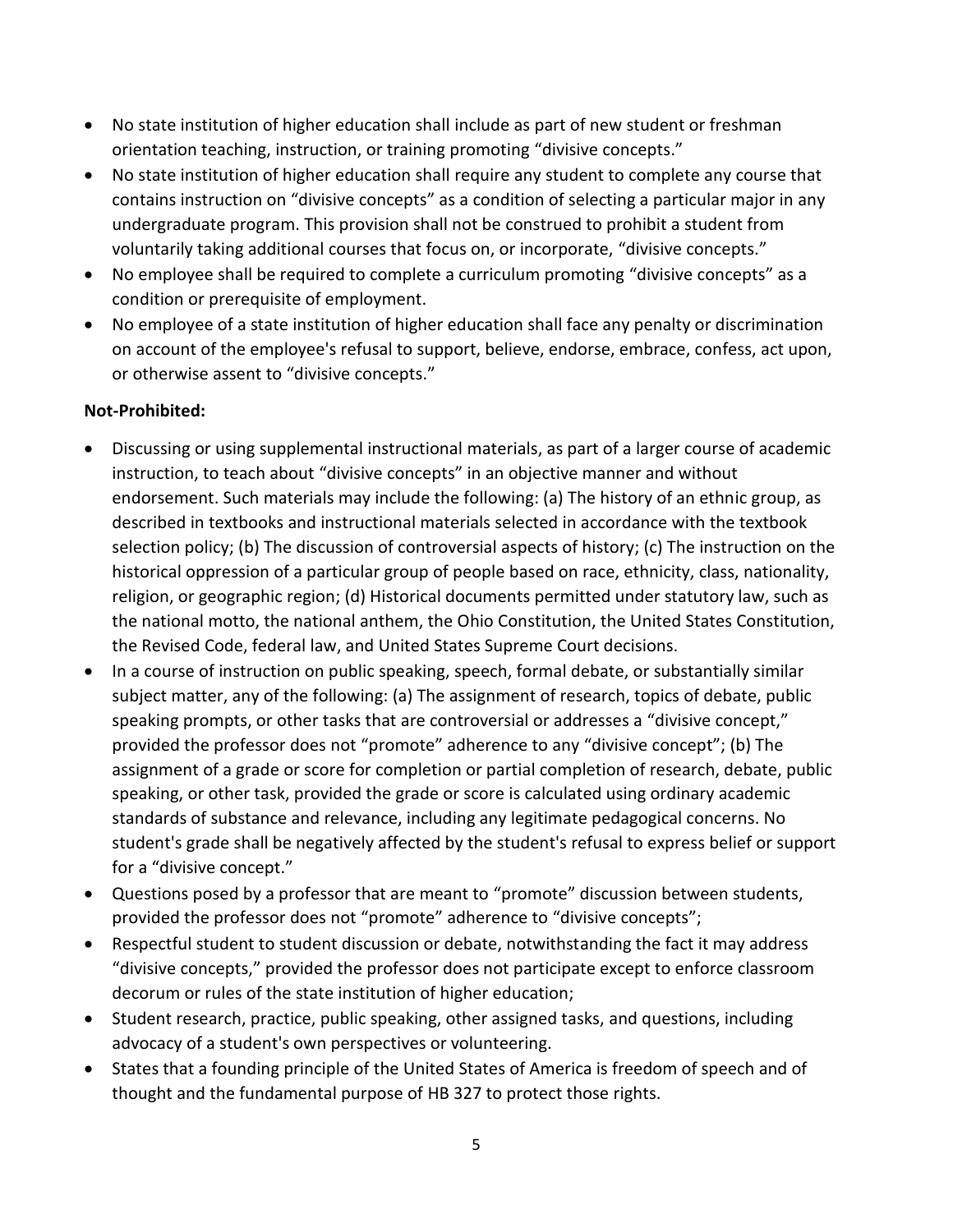- No state institution of higher education shall include as part of new student or freshman orientation teaching, instruction, or training promoting "divisive concepts."
- No state institution of higher education shall require any student to complete any course that contains instruction on "divisive concepts" as a condition of selecting a particular major in any undergraduate program. This provision shall not be construed to prohibit a student from voluntarily taking additional courses that focus on, or incorporate, "divisive concepts."
- No employee shall be required to complete a curriculum promoting "divisive concepts" as a condition or prerequisite of employment.
- No employee of a state institution of higher education shall face any penalty or discrimination on account of the employee's refusal to support, believe, endorse, embrace, confess, act upon, or otherwise assent to "divisive concepts."

**Not-Prohibited:**

- Discussing or using supplemental instructional materials, as part of a larger course of academic instruction, to teach about "divisive concepts" in an objective manner and without endorsement. Such materials may include the following: (a) The history of an ethnic group, as described in textbooks and instructional materials selected in accordance with the textbook selection policy; (b) The discussion of controversial aspects of history; (c) The instruction on the historical oppression of a particular group of people based on race, ethnicity, class, nationality, religion, or geographic region; (d) Historical documents permitted under statutory law, such as the national motto, the national anthem, the Ohio Constitution, the United States Constitution, the Revised Code, federal law, and United States Supreme Court decisions.
- In a course of instruction on public speaking, speech, formal debate, or substantially similar subject matter, any of the following: (a) The assignment of research, topics of debate, public speaking prompts, or other tasks that are controversial or addresses a "divisive concept," provided the professor does not "promote" adherence to any "divisive concept"; (b) The assignment of a grade or score for completion or partial completion of research, debate, public speaking, or other task, provided the grade or score is calculated using ordinary academic standards of substance and relevance, including any legitimate pedagogical concerns. No student's grade shall be negatively affected by the student's refusal to express belief or support for a "divisive concept."
- Questions posed by a professor that are meant to "promote" discussion between students, provided the professor does not "promote" adherence to "divisive concepts";
- Respectful student to student discussion or debate, notwithstanding the fact it may address "divisive concepts," provided the professor does not participate except to enforce classroom decorum or rules of the state institution of higher education;
- Student research, practice, public speaking, other assigned tasks, and questions, including advocacy of a student's own perspectives or volunteering.
- States that a founding principle of the United States of America is freedom of speech and of thought and the fundamental purpose of HB 327 to protect those rights.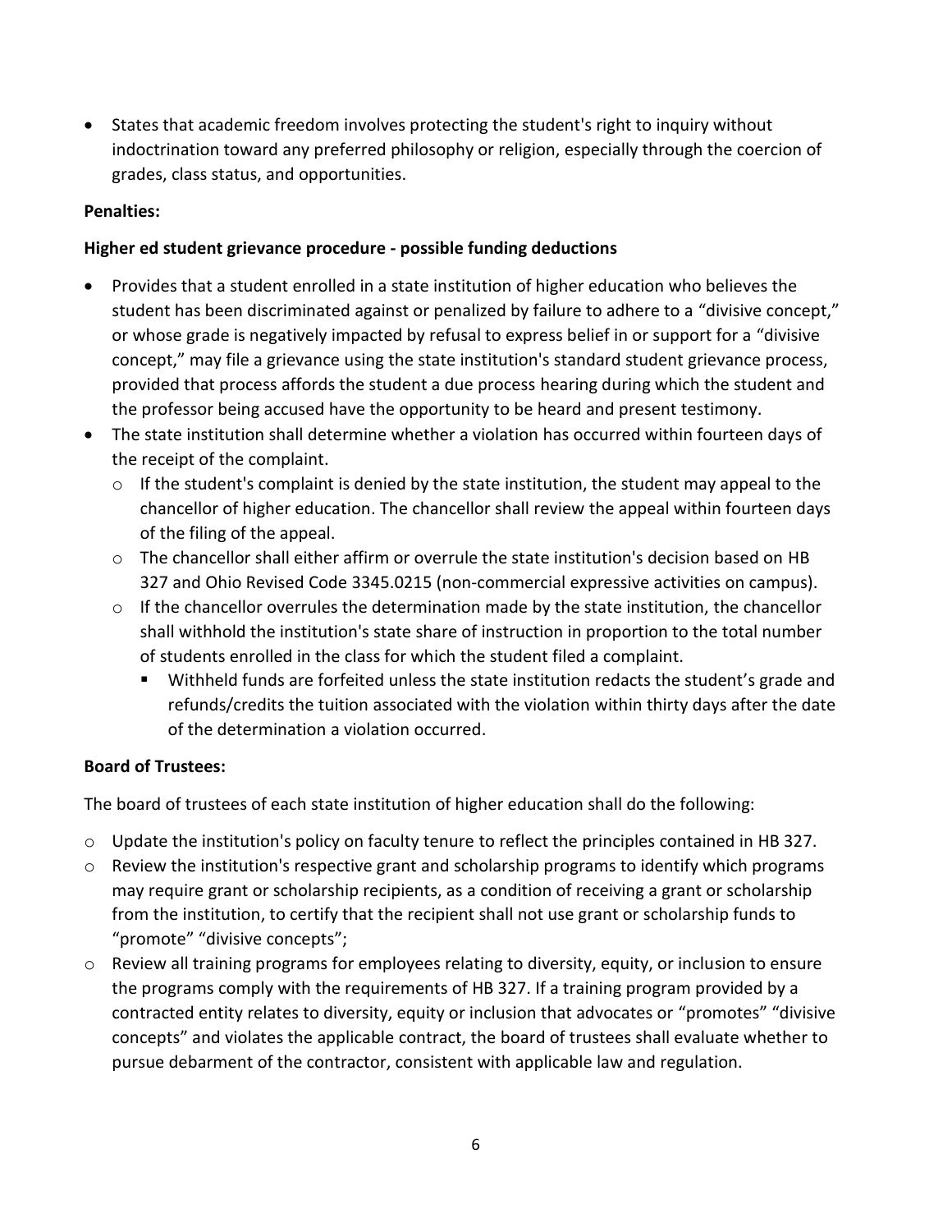- States that academic freedom involves protecting the student's right to inquiry without indoctrination toward any preferred philosophy or religion, especially through the coercion of grades, class status, and opportunities.

**Penalties:**

**Higher ed student grievance procedure - possible funding deductions**

- Provides that a student enrolled in a state institution of higher education who believes the student has been discriminated against or penalized by failure to adhere to a "divisive concept," or whose grade is negatively impacted by refusal to express belief in or support for a "divisive concept," may file a grievance using the state institution's standard student grievance process, provided that process affords the student a due process hearing during which the student and the professor being accused have the opportunity to be heard and present testimony.
- The state institution shall determine whether a violation has occurred within fourteen days of the receipt of the complaint.
  - If the student's complaint is denied by the state institution, the student may appeal to the chancellor of higher education. The chancellor shall review the appeal within fourteen days of the filing of the appeal.
  - The chancellor shall either affirm or overrule the state institution's decision based on HB 327 and Ohio Revised Code 3345.0215 (non-commercial expressive activities on campus).
  - If the chancellor overrules the determination made by the state institution, the chancellor shall withhold the institution's state share of instruction in proportion to the total number of students enrolled in the class for which the student filed a complaint.
    - Withheld funds are forfeited unless the state institution redacts the student's grade and refunds/credits the tuition associated with the violation within thirty days after the date of the determination a violation occurred.

**Board of Trustees:**

The board of trustees of each state institution of higher education shall do the following:

- Update the institution's policy on faculty tenure to reflect the principles contained in HB 327.
- Review the institution's respective grant and scholarship programs to identify which programs may require grant or scholarship recipients, as a condition of receiving a grant or scholarship from the institution, to certify that the recipient shall not use grant or scholarship funds to "promote" "divisive concepts";
- Review all training programs for employees relating to diversity, equity, or inclusion to ensure the programs comply with the requirements of HB 327. If a training program provided by a contracted entity relates to diversity, equity or inclusion that advocates or "promotes" "divisive concepts" and violates the applicable contract, the board of trustees shall evaluate whether to pursue debarment of the contractor, consistent with applicable law and regulation.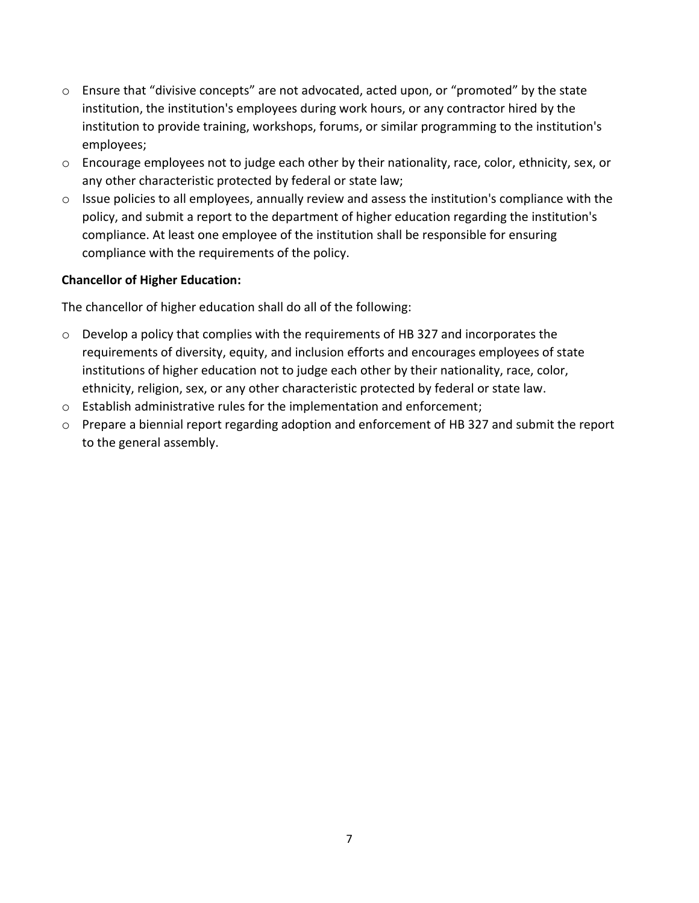- Ensure that “divisive concepts” are not advocated, acted upon, or “promoted” by the state institution, the institution's employees during work hours, or any contractor hired by the institution to provide training, workshops, forums, or similar programming to the institution's employees;
- Encourage employees not to judge each other by their nationality, race, color, ethnicity, sex, or any other characteristic protected by federal or state law;
- Issue policies to all employees, annually review and assess the institution's compliance with the policy, and submit a report to the department of higher education regarding the institution's compliance. At least one employee of the institution shall be responsible for ensuring compliance with the requirements of the policy.

**Chancellor of Higher Education:**

The chancellor of higher education shall do all of the following:

- Develop a policy that complies with the requirements of HB 327 and incorporates the requirements of diversity, equity, and inclusion efforts and encourages employees of state institutions of higher education not to judge each other by their nationality, race, color, ethnicity, religion, sex, or any other characteristic protected by federal or state law.
- Establish administrative rules for the implementation and enforcement;
- Prepare a biennial report regarding adoption and enforcement of HB 327 and submit the report to the general assembly.